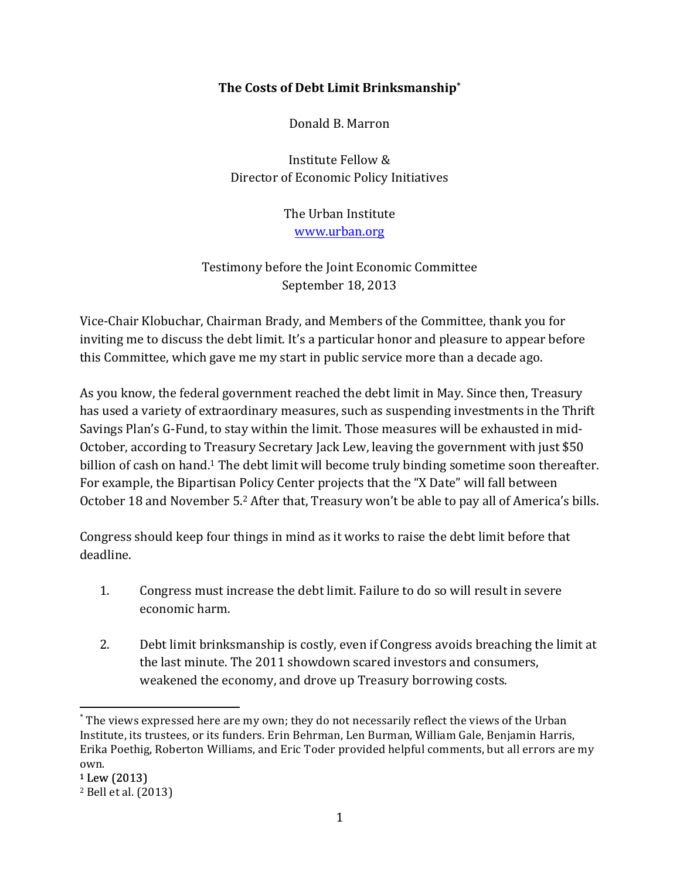# The Costs of Debt Limit Brinksmanship*

Donald B. Marron

Institute Fellow &
Director of Economic Policy Initiatives

The Urban Institute
www.urban.org

Testimony before the Joint Economic Committee
September 18, 2013

Vice-Chair Klobuchar, Chairman Brady, and Members of the Committee, thank you for inviting me to discuss the debt limit. It's a particular honor and pleasure to appear before this Committee, which gave me my start in public service more than a decade ago.

As you know, the federal government reached the debt limit in May. Since then, Treasury has used a variety of extraordinary measures, such as suspending investments in the Thrift Savings Plan's G-Fund, to stay within the limit. Those measures will be exhausted in mid-October, according to Treasury Secretary Jack Lew, leaving the government with just $50 billion of cash on hand.[1] The debt limit will become truly binding sometime soon thereafter. For example, the Bipartisan Policy Center projects that the "X Date" will fall between October 18 and November 5.[2] After that, Treasury won't be able to pay all of America's bills.

Congress should keep four things in mind as it works to raise the debt limit before that deadline.

1. Congress must increase the debt limit. Failure to do so will result in severe economic harm.

2. Debt limit brinksmanship is costly, even if Congress avoids breaching the limit at the last minute. The 2011 showdown scared investors and consumers, weakened the economy, and drove up Treasury borrowing costs.

---

* The views expressed here are my own; they do not necessarily reflect the views of the Urban Institute, its trustees, or its funders. Erin Behrman, Len Burman, William Gale, Benjamin Harris, Erika Poethig, Roberton Williams, and Eric Toder provided helpful comments, but all errors are my own.

[1] Lew (2013)

[2] Bell et al. (2013)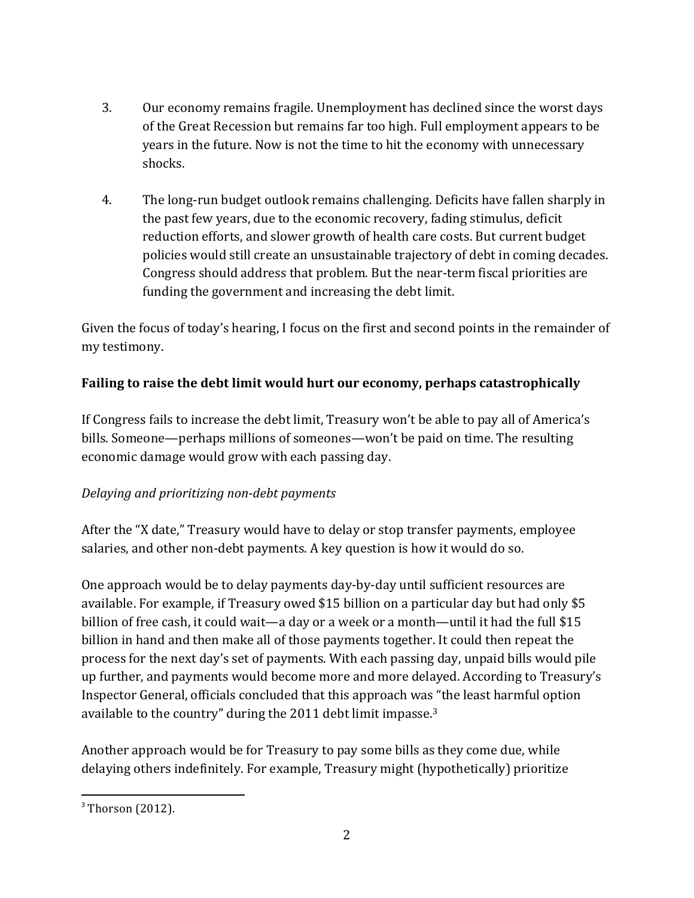3. Our economy remains fragile. Unemployment has declined since the worst days of the Great Recession but remains far too high. Full employment appears to be years in the future. Now is not the time to hit the economy with unnecessary shocks.

4. The long-run budget outlook remains challenging. Deficits have fallen sharply in the past few years, due to the economic recovery, fading stimulus, deficit reduction efforts, and slower growth of health care costs. But current budget policies would still create an unsustainable trajectory of debt in coming decades. Congress should address that problem. But the near-term fiscal priorities are funding the government and increasing the debt limit.

Given the focus of today's hearing, I focus on the first and second points in the remainder of my testimony.

**Failing to raise the debt limit would hurt our economy, perhaps catastrophically**

If Congress fails to increase the debt limit, Treasury won't be able to pay all of America's bills. Someone—perhaps millions of someones—won't be paid on time. The resulting economic damage would grow with each passing day.

*Delaying and prioritizing non-debt payments*

After the "X date," Treasury would have to delay or stop transfer payments, employee salaries, and other non-debt payments. A key question is how it would do so.

One approach would be to delay payments day-by-day until sufficient resources are available. For example, if Treasury owed $15 billion on a particular day but had only $5 billion of free cash, it could wait—a day or a week or a month—until it had the full $15 billion in hand and then make all of those payments together. It could then repeat the process for the next day's set of payments. With each passing day, unpaid bills would pile up further, and payments would become more and more delayed. According to Treasury's Inspector General, officials concluded that this approach was "the least harmful option available to the country" during the 2011 debt limit impasse.[3]

Another approach would be for Treasury to pay some bills as they come due, while delaying others indefinitely. For example, Treasury might (hypothetically) prioritize

[3] Thorson (2012).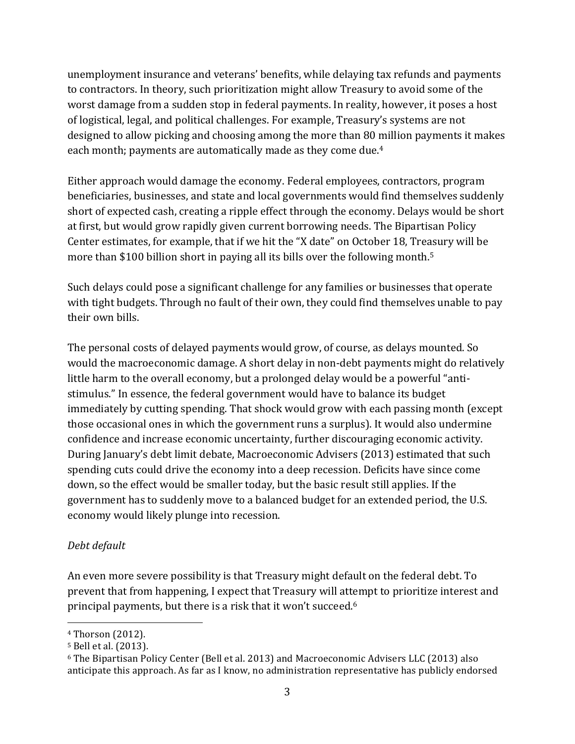unemployment insurance and veterans' benefits, while delaying tax refunds and payments to contractors. In theory, such prioritization might allow Treasury to avoid some of the worst damage from a sudden stop in federal payments. In reality, however, it poses a host of logistical, legal, and political challenges. For example, Treasury's systems are not designed to allow picking and choosing among the more than 80 million payments it makes each month; payments are automatically made as they come due.[4]

Either approach would damage the economy. Federal employees, contractors, program beneficiaries, businesses, and state and local governments would find themselves suddenly short of expected cash, creating a ripple effect through the economy. Delays would be short at first, but would grow rapidly given current borrowing needs. The Bipartisan Policy Center estimates, for example, that if we hit the "X date" on October 18, Treasury will be more than $100 billion short in paying all its bills over the following month.[5]

Such delays could pose a significant challenge for any families or businesses that operate with tight budgets. Through no fault of their own, they could find themselves unable to pay their own bills.

The personal costs of delayed payments would grow, of course, as delays mounted. So would the macroeconomic damage. A short delay in non-debt payments might do relatively little harm to the overall economy, but a prolonged delay would be a powerful "anti-stimulus." In essence, the federal government would have to balance its budget immediately by cutting spending. That shock would grow with each passing month (except those occasional ones in which the government runs a surplus). It would also undermine confidence and increase economic uncertainty, further discouraging economic activity. During January's debt limit debate, Macroeconomic Advisers (2013) estimated that such spending cuts could drive the economy into a deep recession. Deficits have since come down, so the effect would be smaller today, but the basic result still applies. If the government has to suddenly move to a balanced budget for an extended period, the U.S. economy would likely plunge into recession.

*Debt default*

An even more severe possibility is that Treasury might default on the federal debt. To prevent that from happening, I expect that Treasury will attempt to prioritize interest and principal payments, but there is a risk that it won't succeed.[6]

---

[4] Thorson (2012).

[5] Bell et al. (2013).

[6] The Bipartisan Policy Center (Bell et al. 2013) and Macroeconomic Advisers LLC (2013) also anticipate this approach. As far as I know, no administration representative has publicly endorsed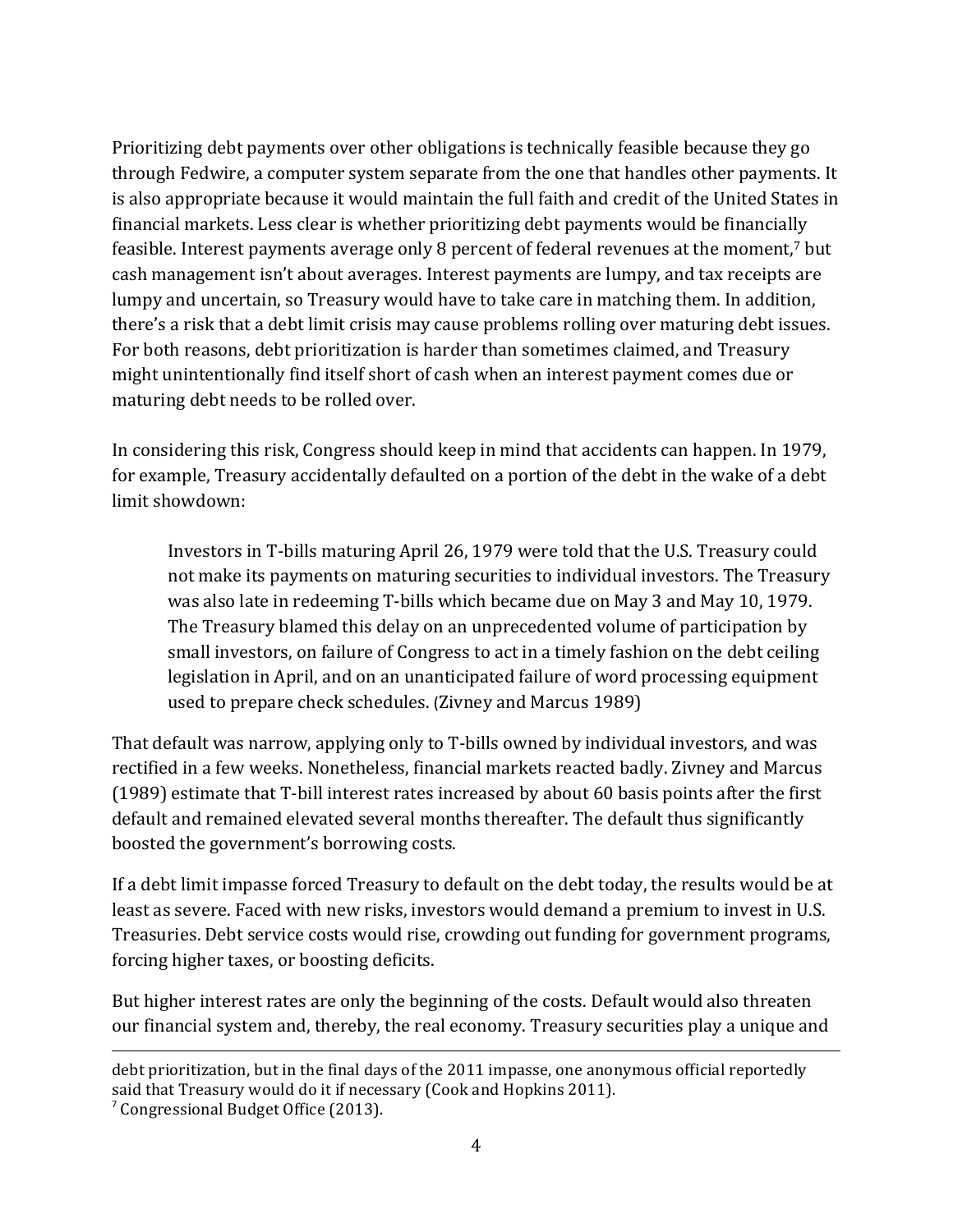Prioritizing debt payments over other obligations is technically feasible because they go through Fedwire, a computer system separate from the one that handles other payments. It is also appropriate because it would maintain the full faith and credit of the United States in financial markets. Less clear is whether prioritizing debt payments would be financially feasible. Interest payments average only 8 percent of federal revenues at the moment,[7] but cash management isn't about averages. Interest payments are lumpy, and tax receipts are lumpy and uncertain, so Treasury would have to take care in matching them. In addition, there's a risk that a debt limit crisis may cause problems rolling over maturing debt issues. For both reasons, debt prioritization is harder than sometimes claimed, and Treasury might unintentionally find itself short of cash when an interest payment comes due or maturing debt needs to be rolled over.

In considering this risk, Congress should keep in mind that accidents can happen. In 1979, for example, Treasury accidentally defaulted on a portion of the debt in the wake of a debt limit showdown:

> Investors in T-bills maturing April 26, 1979 were told that the U.S. Treasury could not make its payments on maturing securities to individual investors. The Treasury was also late in redeeming T-bills which became due on May 3 and May 10, 1979. The Treasury blamed this delay on an unprecedented volume of participation by small investors, on failure of Congress to act in a timely fashion on the debt ceiling legislation in April, and on an unanticipated failure of word processing equipment used to prepare check schedules. (Zivney and Marcus 1989)

That default was narrow, applying only to T-bills owned by individual investors, and was rectified in a few weeks. Nonetheless, financial markets reacted badly. Zivney and Marcus (1989) estimate that T-bill interest rates increased by about 60 basis points after the first default and remained elevated several months thereafter. The default thus significantly boosted the government's borrowing costs.

If a debt limit impasse forced Treasury to default on the debt today, the results would be at least as severe. Faced with new risks, investors would demand a premium to invest in U.S. Treasuries. Debt service costs would rise, crowding out funding for government programs, forcing higher taxes, or boosting deficits.

But higher interest rates are only the beginning of the costs. Default would also threaten our financial system and, thereby, the real economy. Treasury securities play a unique and

---

debt prioritization, but in the final days of the 2011 impasse, one anonymous official reportedly said that Treasury would do it if necessary (Cook and Hopkins 2011).

[7] Congressional Budget Office (2013).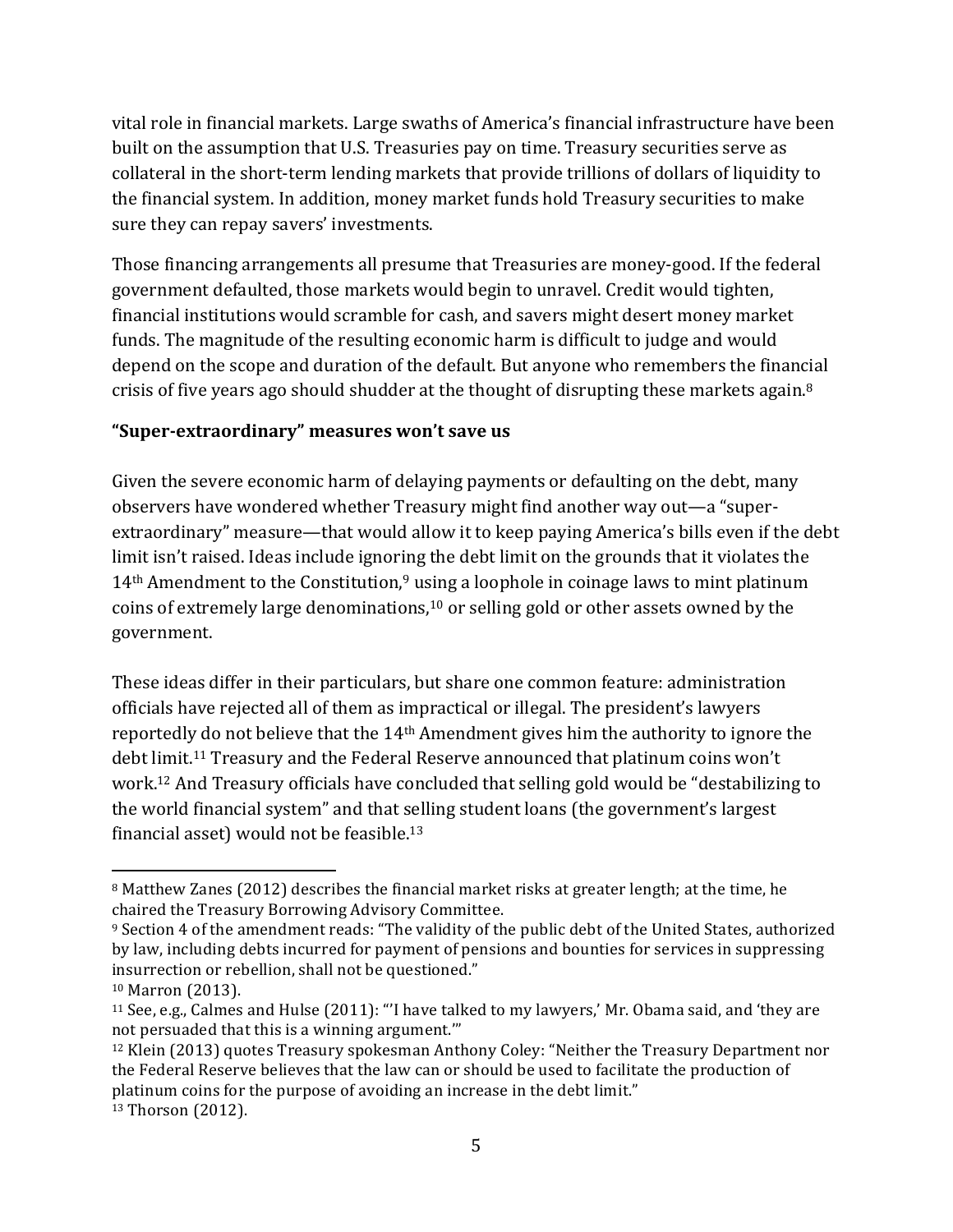vital role in financial markets. Large swaths of America's financial infrastructure have been built on the assumption that U.S. Treasuries pay on time. Treasury securities serve as collateral in the short-term lending markets that provide trillions of dollars of liquidity to the financial system. In addition, money market funds hold Treasury securities to make sure they can repay savers' investments.

Those financing arrangements all presume that Treasuries are money-good. If the federal government defaulted, those markets would begin to unravel. Credit would tighten, financial institutions would scramble for cash, and savers might desert money market funds. The magnitude of the resulting economic harm is difficult to judge and would depend on the scope and duration of the default. But anyone who remembers the financial crisis of five years ago should shudder at the thought of disrupting these markets again.[8]

**"Super-extraordinary" measures won't save us**

Given the severe economic harm of delaying payments or defaulting on the debt, many observers have wondered whether Treasury might find another way out—a "super-extraordinary" measure—that would allow it to keep paying America's bills even if the debt limit isn't raised. Ideas include ignoring the debt limit on the grounds that it violates the 14th Amendment to the Constitution,[9] using a loophole in coinage laws to mint platinum coins of extremely large denominations,[10] or selling gold or other assets owned by the government.

These ideas differ in their particulars, but share one common feature: administration officials have rejected all of them as impractical or illegal. The president's lawyers reportedly do not believe that the 14th Amendment gives him the authority to ignore the debt limit.[11] Treasury and the Federal Reserve announced that platinum coins won't work.[12] And Treasury officials have concluded that selling gold would be "destabilizing to the world financial system" and that selling student loans (the government's largest financial asset) would not be feasible.[13]

---

[8] Matthew Zanes (2012) describes the financial market risks at greater length; at the time, he chaired the Treasury Borrowing Advisory Committee.

[9] Section 4 of the amendment reads: "The validity of the public debt of the United States, authorized by law, including debts incurred for payment of pensions and bounties for services in suppressing insurrection or rebellion, shall not be questioned."

[10] Marron (2013).

[11] See, e.g., Calmes and Hulse (2011): "'I have talked to my lawyers,' Mr. Obama said, and 'they are not persuaded that this is a winning argument.'"

[12] Klein (2013) quotes Treasury spokesman Anthony Coley: "Neither the Treasury Department nor the Federal Reserve believes that the law can or should be used to facilitate the production of platinum coins for the purpose of avoiding an increase in the debt limit."

[13] Thorson (2012).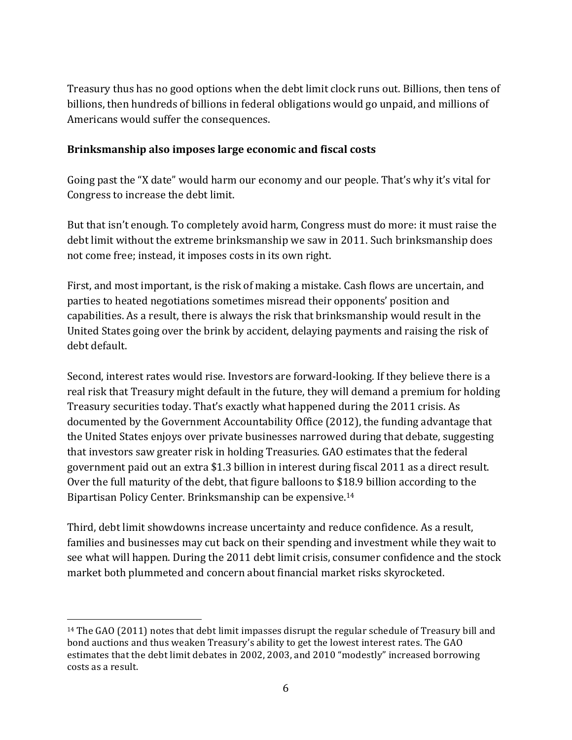Treasury thus has no good options when the debt limit clock runs out. Billions, then tens of billions, then hundreds of billions in federal obligations would go unpaid, and millions of Americans would suffer the consequences.

**Brinksmanship also imposes large economic and fiscal costs**

Going past the "X date" would harm our economy and our people. That's why it's vital for Congress to increase the debt limit.

But that isn't enough. To completely avoid harm, Congress must do more: it must raise the debt limit without the extreme brinksmanship we saw in 2011. Such brinksmanship does not come free; instead, it imposes costs in its own right.

First, and most important, is the risk of making a mistake. Cash flows are uncertain, and parties to heated negotiations sometimes misread their opponents' position and capabilities. As a result, there is always the risk that brinksmanship would result in the United States going over the brink by accident, delaying payments and raising the risk of debt default.

Second, interest rates would rise. Investors are forward-looking. If they believe there is a real risk that Treasury might default in the future, they will demand a premium for holding Treasury securities today. That's exactly what happened during the 2011 crisis. As documented by the Government Accountability Office (2012), the funding advantage that the United States enjoys over private businesses narrowed during that debate, suggesting that investors saw greater risk in holding Treasuries. GAO estimates that the federal government paid out an extra $1.3 billion in interest during fiscal 2011 as a direct result. Over the full maturity of the debt, that figure balloons to $18.9 billion according to the Bipartisan Policy Center. Brinksmanship can be expensive.[14]

Third, debt limit showdowns increase uncertainty and reduce confidence. As a result, families and businesses may cut back on their spending and investment while they wait to see what will happen. During the 2011 debt limit crisis, consumer confidence and the stock market both plummeted and concern about financial market risks skyrocketed.

---

[14] The GAO (2011) notes that debt limit impasses disrupt the regular schedule of Treasury bill and bond auctions and thus weaken Treasury's ability to get the lowest interest rates. The GAO estimates that the debt limit debates in 2002, 2003, and 2010 "modestly" increased borrowing costs as a result.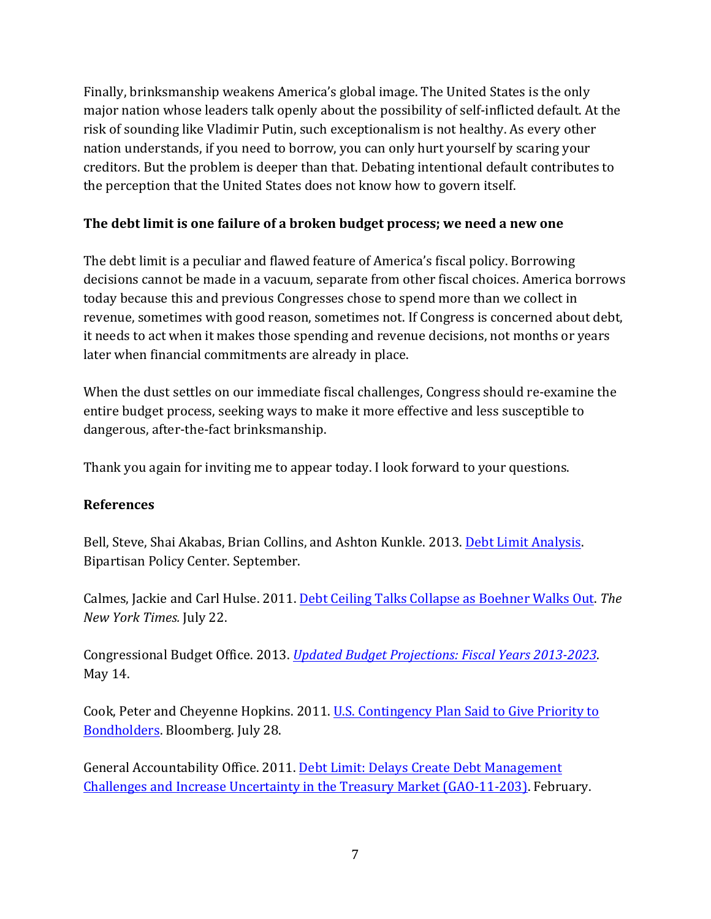Finally, brinksmanship weakens America's global image. The United States is the only major nation whose leaders talk openly about the possibility of self-inflicted default. At the risk of sounding like Vladimir Putin, such exceptionalism is not healthy. As every other nation understands, if you need to borrow, you can only hurt yourself by scaring your creditors. But the problem is deeper than that. Debating intentional default contributes to the perception that the United States does not know how to govern itself.

**The debt limit is one failure of a broken budget process; we need a new one**

The debt limit is a peculiar and flawed feature of America's fiscal policy. Borrowing decisions cannot be made in a vacuum, separate from other fiscal choices. America borrows today because this and previous Congresses chose to spend more than we collect in revenue, sometimes with good reason, sometimes not. If Congress is concerned about debt, it needs to act when it makes those spending and revenue decisions, not months or years later when financial commitments are already in place.

When the dust settles on our immediate fiscal challenges, Congress should re-examine the entire budget process, seeking ways to make it more effective and less susceptible to dangerous, after-the-fact brinksmanship.

Thank you again for inviting me to appear today. I look forward to your questions.

**References**

Bell, Steve, Shai Akabas, Brian Collins, and Ashton Kunkle. 2013. Debt Limit Analysis. Bipartisan Policy Center. September.

Calmes, Jackie and Carl Hulse. 2011. Debt Ceiling Talks Collapse as Boehner Walks Out. *The New York Times.* July 22.

Congressional Budget Office. 2013. *Updated Budget Projections: Fiscal Years 2013-2023*. May 14.

Cook, Peter and Cheyenne Hopkins. 2011. U.S. Contingency Plan Said to Give Priority to Bondholders. Bloomberg. July 28.

General Accountability Office. 2011. Debt Limit: Delays Create Debt Management Challenges and Increase Uncertainty in the Treasury Market (GAO-11-203). February.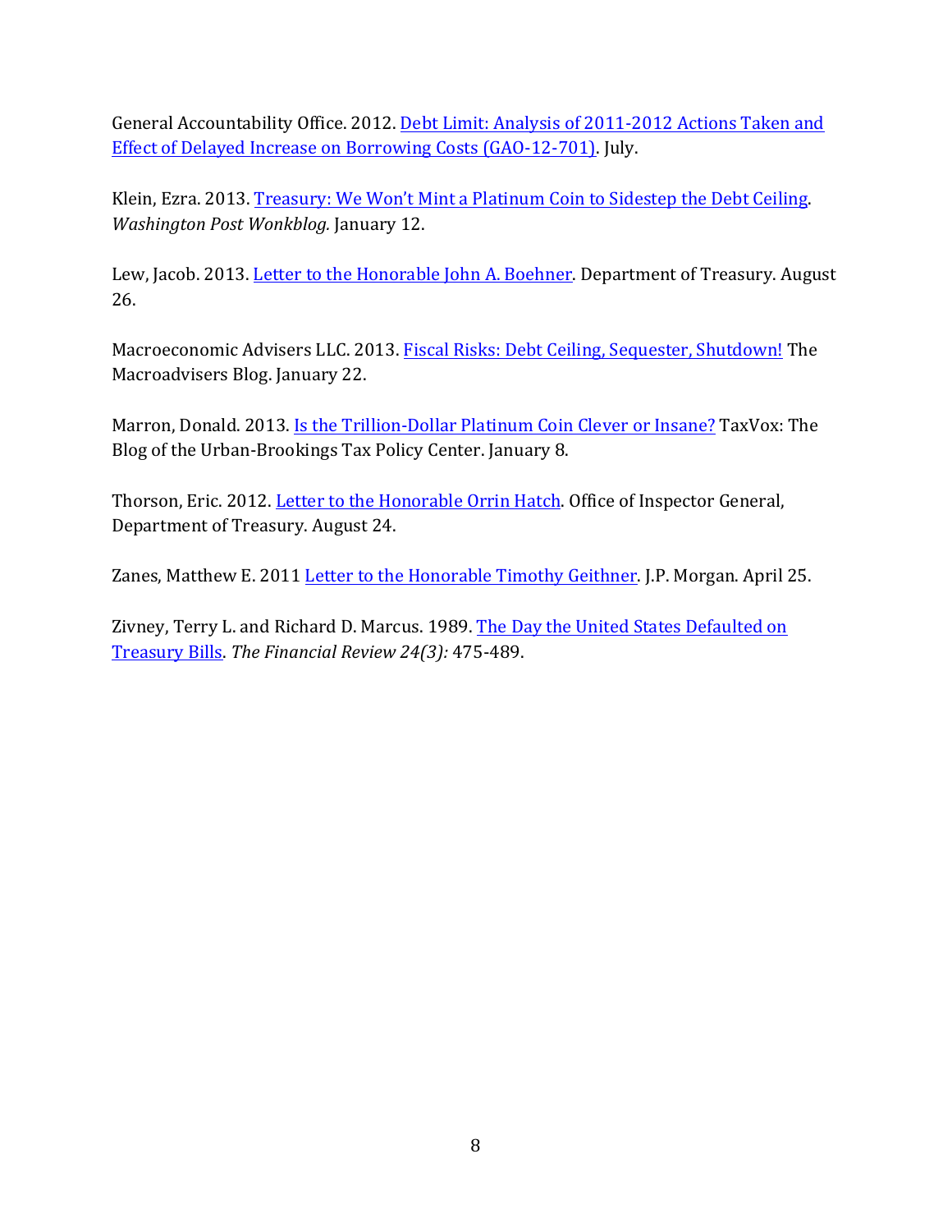General Accountability Office. 2012. [Debt Limit: Analysis of 2011-2012 Actions Taken and Effect of Delayed Increase on Borrowing Costs (GAO-12-701)]. July.

Klein, Ezra. 2013. [Treasury: We Won't Mint a Platinum Coin to Sidestep the Debt Ceiling]. *Washington Post Wonkblog.* January 12.

Lew, Jacob. 2013. [Letter to the Honorable John A. Boehner]. Department of Treasury. August 26.

Macroeconomic Advisers LLC. 2013. [Fiscal Risks: Debt Ceiling, Sequester, Shutdown!] The Macroadvisers Blog. January 22.

Marron, Donald. 2013. [Is the Trillion-Dollar Platinum Coin Clever or Insane?] TaxVox: The Blog of the Urban-Brookings Tax Policy Center. January 8.

Thorson, Eric. 2012. [Letter to the Honorable Orrin Hatch]. Office of Inspector General, Department of Treasury. August 24.

Zanes, Matthew E. 2011 [Letter to the Honorable Timothy Geithner]. J.P. Morgan. April 25.

Zivney, Terry L. and Richard D. Marcus. 1989. [The Day the United States Defaulted on Treasury Bills]. *The Financial Review 24(3):* 475-489.